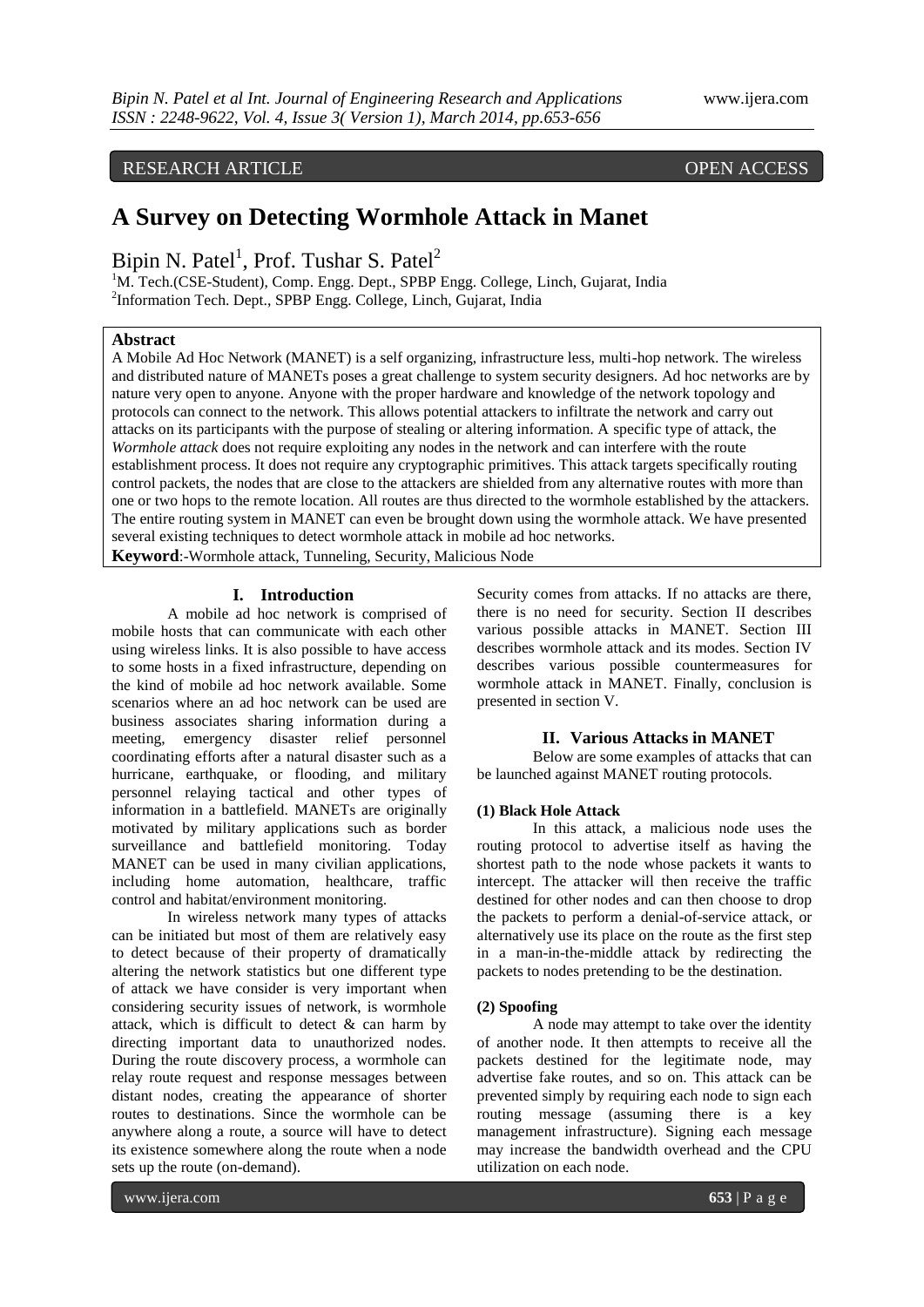RESEARCH ARTICLE OPEN ACCESS

# A Survey on Detecting Wormhole Attack in Manet

Bipin N. Patel[1], Prof. Tushar S. Patel[2]

[1]M. Tech.(CSE-Student), Comp. Engg. Dept., SPBP Engg. College, Linch, Gujarat, India
[2]Information Tech. Dept., SPBP Engg. College, Linch, Gujarat, India

## Abstract

A Mobile Ad Hoc Network (MANET) is a self organizing, infrastructure less, multi-hop network. The wireless and distributed nature of MANETs poses a great challenge to system security designers. Ad hoc networks are by nature very open to anyone. Anyone with the proper hardware and knowledge of the network topology and protocols can connect to the network. This allows potential attackers to infiltrate the network and carry out attacks on its participants with the purpose of stealing or altering information. A specific type of attack, the *Wormhole attack* does not require exploiting any nodes in the network and can interfere with the route establishment process. It does not require any cryptographic primitives. This attack targets specifically routing control packets, the nodes that are close to the attackers are shielded from any alternative routes with more than one or two hops to the remote location. All routes are thus directed to the wormhole established by the attackers. The entire routing system in MANET can even be brought down using the wormhole attack. We have presented several existing techniques to detect wormhole attack in mobile ad hoc networks.

**Keyword**:-Wormhole attack, Tunneling, Security, Malicious Node

## I. Introduction

A mobile ad hoc network is comprised of mobile hosts that can communicate with each other using wireless links. It is also possible to have access to some hosts in a fixed infrastructure, depending on the kind of mobile ad hoc network available. Some scenarios where an ad hoc network can be used are business associates sharing information during a meeting, emergency disaster relief personnel coordinating efforts after a natural disaster such as a hurricane, earthquake, or flooding, and military personnel relaying tactical and other types of information in a battlefield. MANETs are originally motivated by military applications such as border surveillance and battlefield monitoring. Today MANET can be used in many civilian applications, including home automation, healthcare, traffic control and habitat/environment monitoring.

In wireless network many types of attacks can be initiated but most of them are relatively easy to detect because of their property of dramatically altering the network statistics but one different type of attack we have consider is very important when considering security issues of network, is wormhole attack, which is difficult to detect & can harm by directing important data to unauthorized nodes. During the route discovery process, a wormhole can relay route request and response messages between distant nodes, creating the appearance of shorter routes to destinations. Since the wormhole can be anywhere along a route, a source will have to detect its existence somewhere along the route when a node sets up the route (on-demand).

Security comes from attacks. If no attacks are there, there is no need for security. Section II describes various possible attacks in MANET. Section III describes wormhole attack and its modes. Section IV describes various possible countermeasures for wormhole attack in MANET. Finally, conclusion is presented in section V.

## II. Various Attacks in MANET

Below are some examples of attacks that can be launched against MANET routing protocols.

**(1) Black Hole Attack**

In this attack, a malicious node uses the routing protocol to advertise itself as having the shortest path to the node whose packets it wants to intercept. The attacker will then receive the traffic destined for other nodes and can then choose to drop the packets to perform a denial-of-service attack, or alternatively use its place on the route as the first step in a man-in-the-middle attack by redirecting the packets to nodes pretending to be the destination.

**(2) Spoofing**

A node may attempt to take over the identity of another node. It then attempts to receive all the packets destined for the legitimate node, may advertise fake routes, and so on. This attack can be prevented simply by requiring each node to sign each routing message (assuming there is a key management infrastructure). Signing each message may increase the bandwidth overhead and the CPU utilization on each node.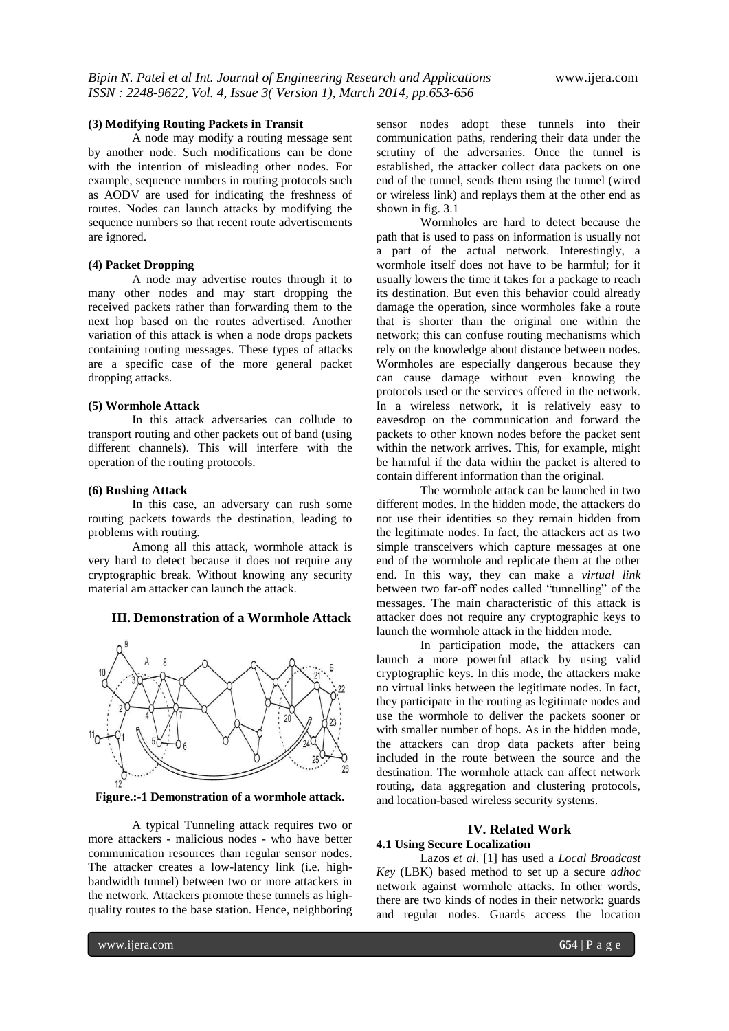**(3) Modifying Routing Packets in Transit**

A node may modify a routing message sent by another node. Such modifications can be done with the intention of misleading other nodes. For example, sequence numbers in routing protocols such as AODV are used for indicating the freshness of routes. Nodes can launch attacks by modifying the sequence numbers so that recent route advertisements are ignored.

**(4) Packet Dropping**

A node may advertise routes through it to many other nodes and may start dropping the received packets rather than forwarding them to the next hop based on the routes advertised. Another variation of this attack is when a node drops packets containing routing messages. These types of attacks are a specific case of the more general packet dropping attacks.

**(5) Wormhole Attack**

In this attack adversaries can collude to transport routing and other packets out of band (using different channels). This will interfere with the operation of the routing protocols.

**(6) Rushing Attack**

In this case, an adversary can rush some routing packets towards the destination, leading to problems with routing.

Among all this attack, wormhole attack is very hard to detect because it does not require any cryptographic break. Without knowing any security material am attacker can launch the attack.

## III. Demonstration of a Wormhole Attack

**Figure.:-1 Demonstration of a wormhole attack.**

A typical Tunneling attack requires two or more attackers - malicious nodes - who have better communication resources than regular sensor nodes. The attacker creates a low-latency link (i.e. high-bandwidth tunnel) between two or more attackers in the network. Attackers promote these tunnels as high-quality routes to the base station. Hence, neighboring sensor nodes adopt these tunnels into their communication paths, rendering their data under the scrutiny of the adversaries. Once the tunnel is established, the attacker collect data packets on one end of the tunnel, sends them using the tunnel (wired or wireless link) and replays them at the other end as shown in fig. 3.1

Wormholes are hard to detect because the path that is used to pass on information is usually not a part of the actual network. Interestingly, a wormhole itself does not have to be harmful; for it usually lowers the time it takes for a package to reach its destination. But even this behavior could already damage the operation, since wormholes fake a route that is shorter than the original one within the network; this can confuse routing mechanisms which rely on the knowledge about distance between nodes. Wormholes are especially dangerous because they can cause damage without even knowing the protocols used or the services offered in the network. In a wireless network, it is relatively easy to eavesdrop on the communication and forward the packets to other known nodes before the packet sent within the network arrives. This, for example, might be harmful if the data within the packet is altered to contain different information than the original.

The wormhole attack can be launched in two different modes. In the hidden mode, the attackers do not use their identities so they remain hidden from the legitimate nodes. In fact, the attackers act as two simple transceivers which capture messages at one end of the wormhole and replicate them at the other end. In this way, they can make a *virtual link* between two far-off nodes called "tunnelling" of the messages. The main characteristic of this attack is attacker does not require any cryptographic keys to launch the wormhole attack in the hidden mode.

In participation mode, the attackers can launch a more powerful attack by using valid cryptographic keys. In this mode, the attackers make no virtual links between the legitimate nodes. In fact, they participate in the routing as legitimate nodes and use the wormhole to deliver the packets sooner or with smaller number of hops. As in the hidden mode, the attackers can drop data packets after being included in the route between the source and the destination. The wormhole attack can affect network routing, data aggregation and clustering protocols, and location-based wireless security systems.

## IV. Related Work

### 4.1 Using Secure Localization

Lazos *et al*. [1] has used a *Local Broadcast Key* (LBK) based method to set up a secure *adhoc* network against wormhole attacks. In other words, there are two kinds of nodes in their network: guards and regular nodes. Guards access the location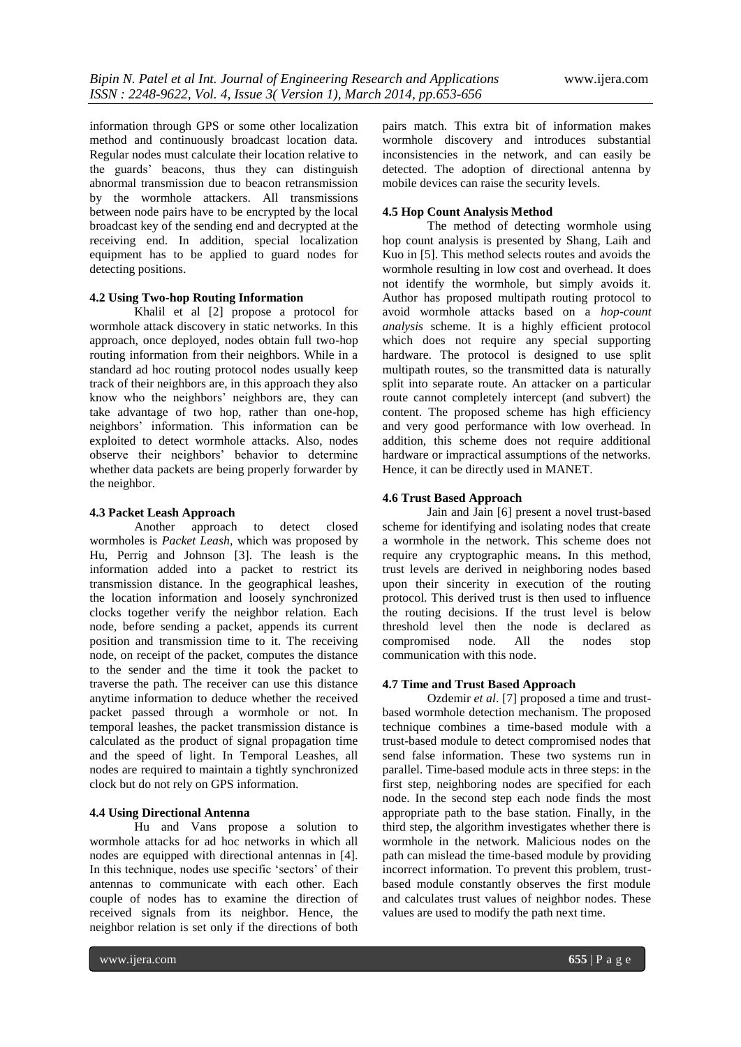information through GPS or some other localization method and continuously broadcast location data. Regular nodes must calculate their location relative to the guards' beacons, thus they can distinguish abnormal transmission due to beacon retransmission by the wormhole attackers. All transmissions between node pairs have to be encrypted by the local broadcast key of the sending end and decrypted at the receiving end. In addition, special localization equipment has to be applied to guard nodes for detecting positions.

### 4.2 Using Two-hop Routing Information

Khalil et al [2] propose a protocol for wormhole attack discovery in static networks. In this approach, once deployed, nodes obtain full two-hop routing information from their neighbors. While in a standard ad hoc routing protocol nodes usually keep track of their neighbors are, in this approach they also know who the neighbors' neighbors are, they can take advantage of two hop, rather than one-hop, neighbors' information. This information can be exploited to detect wormhole attacks. Also, nodes observe their neighbors' behavior to determine whether data packets are being properly forwarder by the neighbor.

### 4.3 Packet Leash Approach

Another approach to detect closed wormholes is *Packet Leash*, which was proposed by Hu, Perrig and Johnson [3]. The leash is the information added into a packet to restrict its transmission distance. In the geographical leashes, the location information and loosely synchronized clocks together verify the neighbor relation. Each node, before sending a packet, appends its current position and transmission time to it. The receiving node, on receipt of the packet, computes the distance to the sender and the time it took the packet to traverse the path. The receiver can use this distance anytime information to deduce whether the received packet passed through a wormhole or not. In temporal leashes, the packet transmission distance is calculated as the product of signal propagation time and the speed of light. In Temporal Leashes, all nodes are required to maintain a tightly synchronized clock but do not rely on GPS information.

### 4.4 Using Directional Antenna

Hu and Vans propose a solution to wormhole attacks for ad hoc networks in which all nodes are equipped with directional antennas in [4]. In this technique, nodes use specific 'sectors' of their antennas to communicate with each other. Each couple of nodes has to examine the direction of received signals from its neighbor. Hence, the neighbor relation is set only if the directions of both pairs match. This extra bit of information makes wormhole discovery and introduces substantial inconsistencies in the network, and can easily be detected. The adoption of directional antenna by mobile devices can raise the security levels.

### 4.5 Hop Count Analysis Method

The method of detecting wormhole using hop count analysis is presented by Shang, Laih and Kuo in [5]. This method selects routes and avoids the wormhole resulting in low cost and overhead. It does not identify the wormhole, but simply avoids it. Author has proposed multipath routing protocol to avoid wormhole attacks based on a *hop-count analysis* scheme. It is a highly efficient protocol which does not require any special supporting hardware. The protocol is designed to use split multipath routes, so the transmitted data is naturally split into separate route. An attacker on a particular route cannot completely intercept (and subvert) the content. The proposed scheme has high efficiency and very good performance with low overhead. In addition, this scheme does not require additional hardware or impractical assumptions of the networks. Hence, it can be directly used in MANET.

### 4.6 Trust Based Approach

Jain and Jain [6] present a novel trust-based scheme for identifying and isolating nodes that create a wormhole in the network. This scheme does not require any cryptographic means**.** In this method, trust levels are derived in neighboring nodes based upon their sincerity in execution of the routing protocol. This derived trust is then used to influence the routing decisions. If the trust level is below threshold level then the node is declared as compromised node. All the nodes stop communication with this node.

### 4.7 Time and Trust Based Approach

Ozdemir *et al*. [7] proposed a time and trust-based wormhole detection mechanism. The proposed technique combines a time-based module with a trust-based module to detect compromised nodes that send false information. These two systems run in parallel. Time-based module acts in three steps: in the first step, neighboring nodes are specified for each node. In the second step each node finds the most appropriate path to the base station. Finally, in the third step, the algorithm investigates whether there is wormhole in the network. Malicious nodes on the path can mislead the time-based module by providing incorrect information. To prevent this problem, trust-based module constantly observes the first module and calculates trust values of neighbor nodes. These values are used to modify the path next time.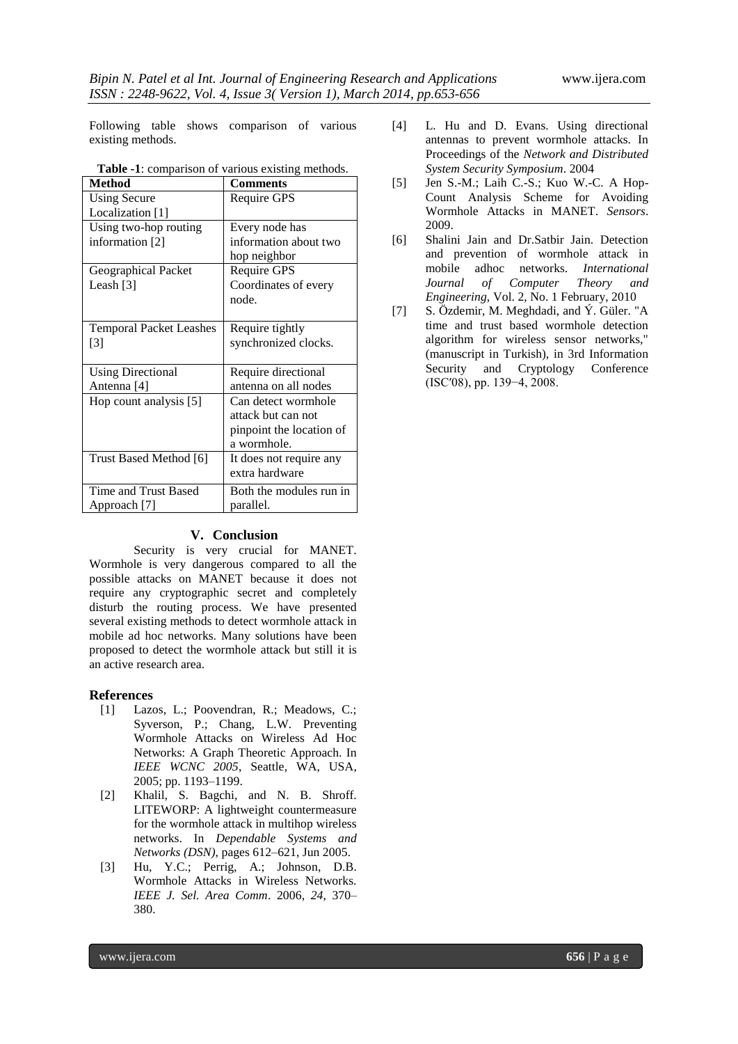Following table shows comparison of various existing methods.

**Table -1**: comparison of various existing methods.

| **Method** | **Comments** |
|---|---|
| Using Secure Localization [1] | Require GPS |
| Using two-hop routing information [2] | Every node has information about two hop neighbor |
| Geographical Packet Leash [3] | Require GPS Coordinates of every node. |
| Temporal Packet Leashes [3] | Require tightly synchronized clocks. |
| Using Directional Antenna [4] | Require directional antenna on all nodes |
| Hop count analysis [5] | Can detect wormhole attack but can not pinpoint the location of a wormhole. |
| Trust Based Method [6] | It does not require any extra hardware |
| Time and Trust Based Approach [7] | Both the modules run in parallel. |

## V. Conclusion

Security is very crucial for MANET. Wormhole is very dangerous compared to all the possible attacks on MANET because it does not require any cryptographic secret and completely disturb the routing process. We have presented several existing methods to detect wormhole attack in mobile ad hoc networks. Many solutions have been proposed to detect the wormhole attack but still it is an active research area.

## References

[1] Lazos, L.; Poovendran, R.; Meadows, C.; Syverson, P.; Chang, L.W. Preventing Wormhole Attacks on Wireless Ad Hoc Networks: A Graph Theoretic Approach. In *IEEE WCNC 2005*, Seattle, WA, USA, 2005; pp. 1193–1199.

[2] Khalil, S. Bagchi, and N. B. Shroff. LITEWORP: A lightweight countermeasure for the wormhole attack in multihop wireless networks. In *Dependable Systems and Networks (DSN)*, pages 612–621, Jun 2005.

[3] Hu, Y.C.; Perrig, A.; Johnson, D.B. Wormhole Attacks in Wireless Networks. *IEEE J. Sel. Area Comm*. 2006, *24*, 370–380.

[4] L. Hu and D. Evans. Using directional antennas to prevent wormhole attacks. In Proceedings of the *Network and Distributed System Security Symposium*. 2004

[5] Jen S.-M.; Laih C.-S.; Kuo W.-C. A Hop-Count Analysis Scheme for Avoiding Wormhole Attacks in MANET. *Sensors*. 2009.

[6] Shalini Jain and Dr.Satbir Jain. Detection and prevention of wormhole attack in mobile adhoc networks. *International Journal of Computer Theory and Engineering*, Vol. 2, No. 1 February, 2010

[7] S. Özdemir, M. Meghdadi, and Ý. Güler. "A time and trust based wormhole detection algorithm for wireless sensor networks," (manuscript in Turkish), in 3rd Information Security and Cryptology Conference (ISC′08), pp. 139−4, 2008.